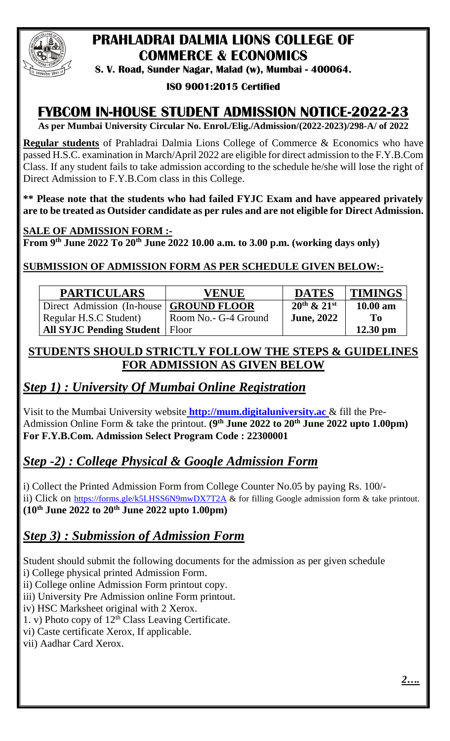# PRAHLADRAI DALMIA LIONS COLLEGE OF COMMERCE & ECONOMICS

**S. V. Road, Sunder Nagar, Malad (w), Mumbai - 400064.**

**ISO 9001:2015 Certified**

# FYBCOM IN-HOUSE STUDENT ADMISSION NOTICE-2022-23

**As per Mumbai University Circular No. Enrol./Elig./Admission/(2022-2023)/298-A/ of 2022**

**Regular students** of Prahladrai Dalmia Lions College of Commerce & Economics who have passed H.S.C. examination in March/April 2022 are eligible for direct admission to the F.Y.B.Com Class. If any student fails to take admission according to the schedule he/she will lose the right of Direct Admission to F.Y.B.Com class in this College.

**** Please note that the students who had failed FYJC Exam and have appeared privately are to be treated as Outsider candidate as per rules and are not eligible for Direct Admission.**

**SALE OF ADMISSION FORM :-**

**From 9th June 2022 To 20th June 2022 10.00 a.m. to 3.00 p.m. (working days only)**

**SUBMISSION OF ADMISSION FORM AS PER SCHEDULE GIVEN BELOW:-**

| PARTICULARS | VENUE | DATES | TIMINGS |
|---|---|---|---|
| Direct Admission (In-house Regular H.S.C Student) **All SYJC Pending Student** | **GROUND FLOOR** Room No.- G-4 Ground Floor | **20th & 21st June, 2022** | **10.00 am To 12.30 pm** |

## STUDENTS SHOULD STRICTLY FOLLOW THE STEPS & GUIDELINES FOR ADMISSION AS GIVEN BELOW

## *Step 1) : University Of Mumbai Online Registration*

Visit to the Mumbai University website **http://mum.digitaluniversity.ac** & fill the Pre-Admission Online Form & take the printout. **(9th June 2022 to 20th June 2022 upto 1.00pm)**
**For F.Y.B.Com. Admission Select Program Code : 22300001**

## *Step -2) : College Physical & Google Admission Form*

i) Collect the Printed Admission Form from College Counter No.05 by paying Rs. 100/-
ii) Click on https://forms.gle/k5LHSS6N9mwDX7T2A & for filling Google admission form & take printout.
**(10th June 2022 to 20th June 2022 upto 1.00pm)**

## *Step 3) : Submission of Admission Form*

Student should submit the following documents for the admission as per given schedule
i) College physical printed Admission Form.
ii) College online Admission Form printout copy.
iii) University Pre Admission online Form printout.
iv) HSC Marksheet original with 2 Xerox.
1. v) Photo copy of 12th Class Leaving Certificate.
vi) Caste certificate Xerox, If applicable.
vii) Aadhar Card Xerox.

*2….*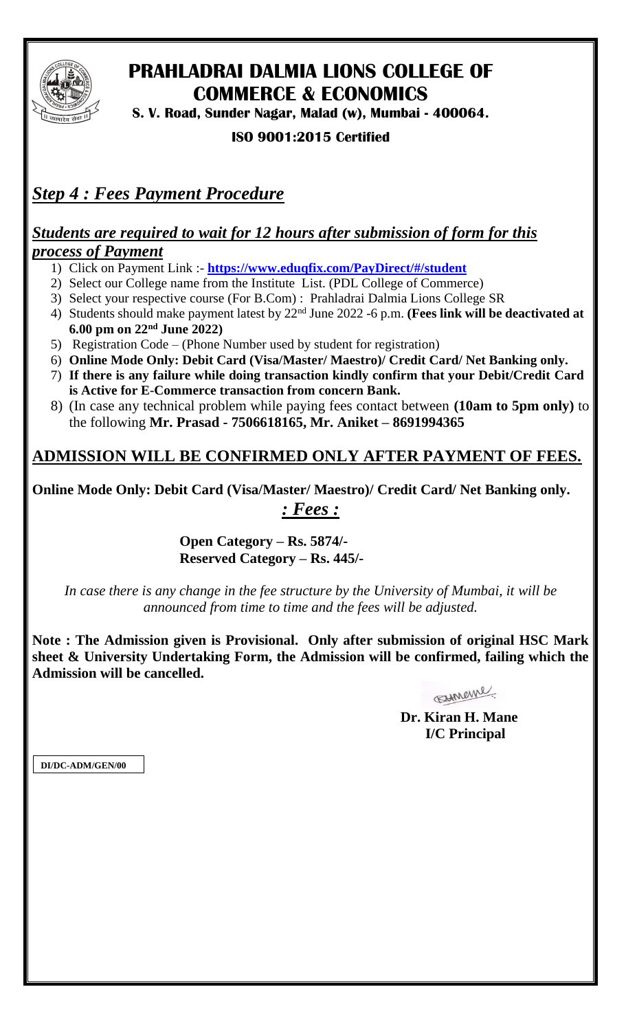# PRAHLADRAI DALMIA LIONS COLLEGE OF COMMERCE & ECONOMICS

**S. V. Road, Sunder Nagar, Malad (w), Mumbai - 400064.**

**ISO 9001:2015 Certified**

## *Step 4 : Fees Payment Procedure*

### *Students are required to wait for 12 hours after submission of form for this process of Payment*

1) Click on Payment Link :- **https://www.eduqfix.com/PayDirect/#/student**
2) Select our College name from the Institute List. (PDL College of Commerce)
3) Select your respective course (For B.Com) : Prahladrai Dalmia Lions College SR
4) Students should make payment latest by 22nd June 2022 -6 p.m. **(Fees link will be deactivated at 6.00 pm on 22nd June 2022)**
5) Registration Code – (Phone Number used by student for registration)
6) **Online Mode Only: Debit Card (Visa/Master/ Maestro)/ Credit Card/ Net Banking only.**
7) **If there is any failure while doing transaction kindly confirm that your Debit/Credit Card is Active for E-Commerce transaction from concern Bank.**
8) (In case any technical problem while paying fees contact between **(10am to 5pm only)** to the following **Mr. Prasad - 7506618165, Mr. Aniket – 8691994365**

## ADMISSION WILL BE CONFIRMED ONLY AFTER PAYMENT OF FEES.

**Online Mode Only: Debit Card (Visa/Master/ Maestro)/ Credit Card/ Net Banking only.**

***: Fees :***

**Open Category – Rs. 5874/-**
**Reserved Category – Rs. 445/-**

*In case there is any change in the fee structure by the University of Mumbai, it will be announced from time to time and the fees will be adjusted.*

**Note : The Admission given is Provisional. Only after submission of original HSC Mark sheet & University Undertaking Form, the Admission will be confirmed, failing which the Admission will be cancelled.**

**Dr. Kiran H. Mane**
**I/C Principal**

**DI/DC-ADM/GEN/00**